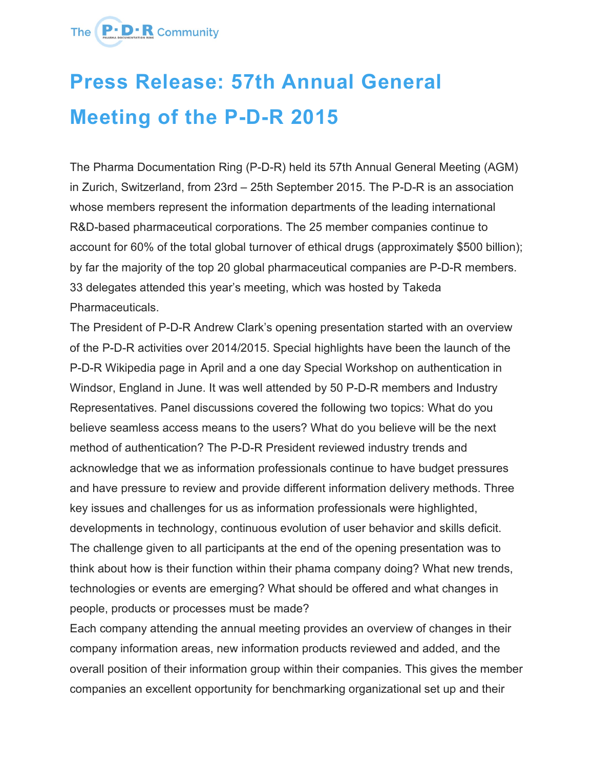# Press Release: 57th Annual General Meeting of the P-D-R 2015

The Pharma Documentation Ring (P-D-R) held its 57th Annual General Meeting (AGM) in Zurich, Switzerland, from 23rd – 25th September 2015. The P-D-R is an association whose members represent the information departments of the leading international R&D-based pharmaceutical corporations. The 25 member companies continue to account for 60% of the total global turnover of ethical drugs (approximately $500 billion); by far the majority of the top 20 global pharmaceutical companies are P-D-R members. 33 delegates attended this year's meeting, which was hosted by Takeda Pharmaceuticals.

The President of P-D-R Andrew Clark's opening presentation started with an overview of the P-D-R activities over 2014/2015. Special highlights have been the launch of the P-D-R Wikipedia page in April and a one day Special Workshop on authentication in Windsor, England in June. It was well attended by 50 P-D-R members and Industry Representatives. Panel discussions covered the following two topics: What do you believe seamless access means to the users? What do you believe will be the next method of authentication? The P-D-R President reviewed industry trends and acknowledge that we as information professionals continue to have budget pressures and have pressure to review and provide different information delivery methods. Three key issues and challenges for us as information professionals were highlighted, developments in technology, continuous evolution of user behavior and skills deficit. The challenge given to all participants at the end of the opening presentation was to think about how is their function within their phama company doing? What new trends, technologies or events are emerging? What should be offered and what changes in people, products or processes must be made?

Each company attending the annual meeting provides an overview of changes in their company information areas, new information products reviewed and added, and the overall position of their information group within their companies. This gives the member companies an excellent opportunity for benchmarking organizational set up and their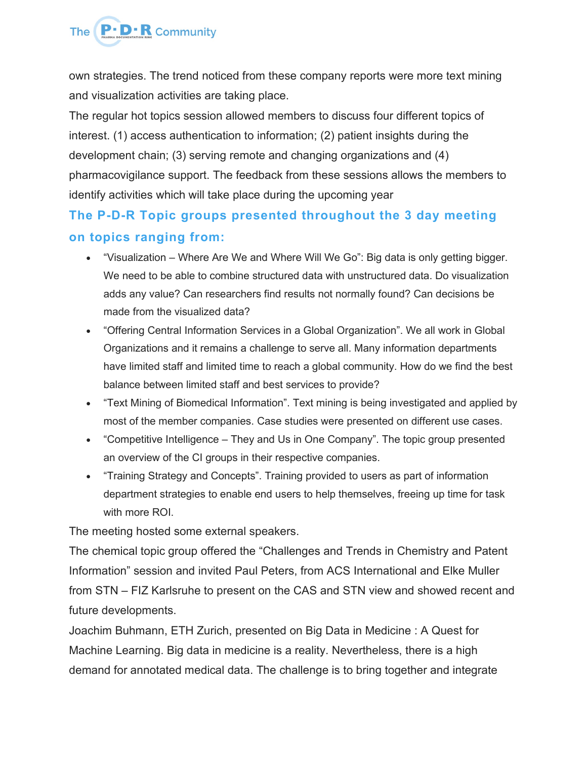own strategies. The trend noticed from these company reports were more text mining and visualization activities are taking place.

The regular hot topics session allowed members to discuss four different topics of interest. (1) access authentication to information; (2) patient insights during the development chain; (3) serving remote and changing organizations and (4) pharmacovigilance support. The feedback from these sessions allows the members to identify activities which will take place during the upcoming year

## The P-D-R Topic groups presented throughout the 3 day meeting on topics ranging from:

- "Visualization – Where Are We and Where Will We Go": Big data is only getting bigger. We need to be able to combine structured data with unstructured data. Do visualization adds any value? Can researchers find results not normally found? Can decisions be made from the visualized data?
- "Offering Central Information Services in a Global Organization". We all work in Global Organizations and it remains a challenge to serve all. Many information departments have limited staff and limited time to reach a global community. How do we find the best balance between limited staff and best services to provide?
- "Text Mining of Biomedical Information". Text mining is being investigated and applied by most of the member companies. Case studies were presented on different use cases.
- "Competitive Intelligence – They and Us in One Company". The topic group presented an overview of the CI groups in their respective companies.
- "Training Strategy and Concepts". Training provided to users as part of information department strategies to enable end users to help themselves, freeing up time for task with more ROI.

The meeting hosted some external speakers.

The chemical topic group offered the "Challenges and Trends in Chemistry and Patent Information" session and invited Paul Peters, from ACS International and Elke Muller from STN – FIZ Karlsruhe to present on the CAS and STN view and showed recent and future developments.

Joachim Buhmann, ETH Zurich, presented on Big Data in Medicine : A Quest for Machine Learning. Big data in medicine is a reality. Nevertheless, there is a high demand for annotated medical data. The challenge is to bring together and integrate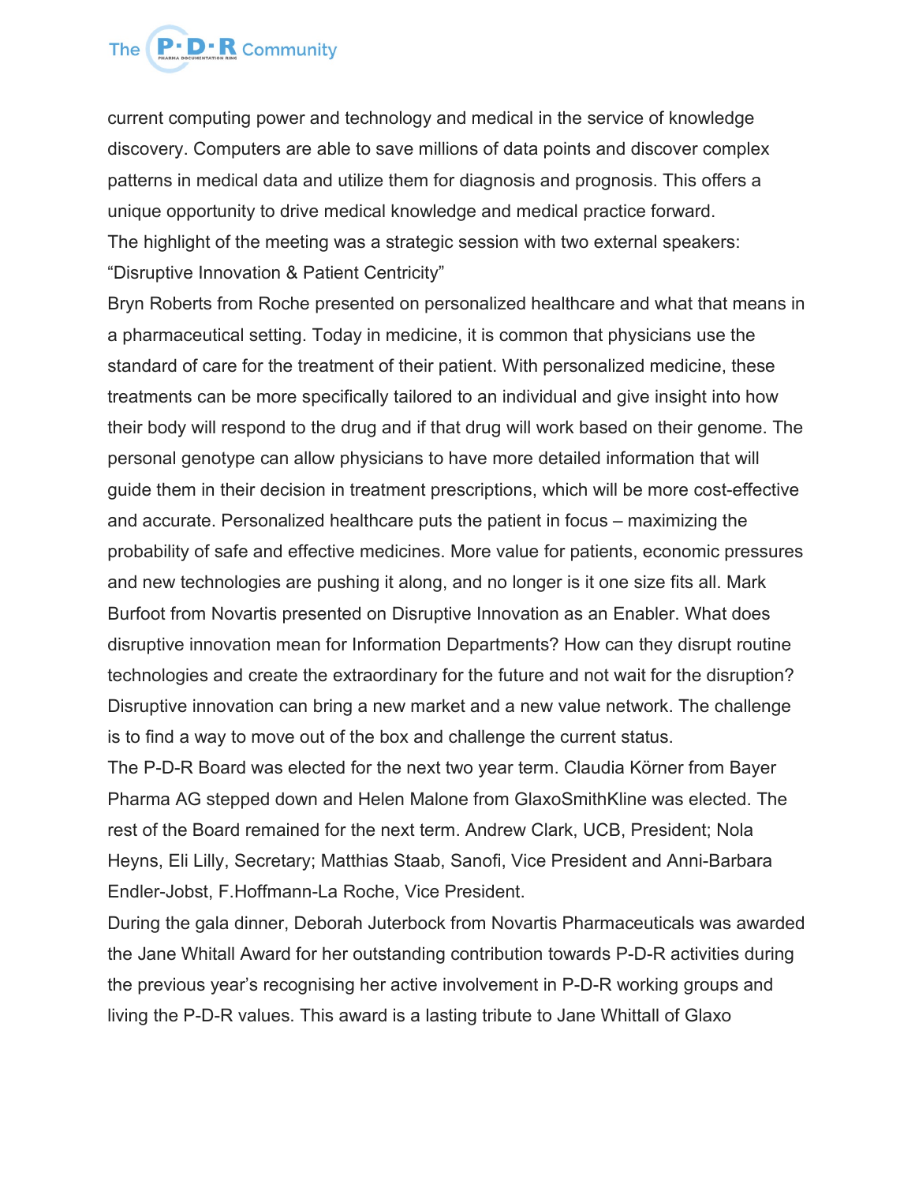current computing power and technology and medical in the service of knowledge discovery. Computers are able to save millions of data points and discover complex patterns in medical data and utilize them for diagnosis and prognosis. This offers a unique opportunity to drive medical knowledge and medical practice forward.

The highlight of the meeting was a strategic session with two external speakers: "Disruptive Innovation & Patient Centricity"

Bryn Roberts from Roche presented on personalized healthcare and what that means in a pharmaceutical setting. Today in medicine, it is common that physicians use the standard of care for the treatment of their patient. With personalized medicine, these treatments can be more specifically tailored to an individual and give insight into how their body will respond to the drug and if that drug will work based on their genome. The personal genotype can allow physicians to have more detailed information that will guide them in their decision in treatment prescriptions, which will be more cost-effective and accurate. Personalized healthcare puts the patient in focus – maximizing the probability of safe and effective medicines. More value for patients, economic pressures and new technologies are pushing it along, and no longer is it one size fits all. Mark Burfoot from Novartis presented on Disruptive Innovation as an Enabler. What does disruptive innovation mean for Information Departments? How can they disrupt routine technologies and create the extraordinary for the future and not wait for the disruption? Disruptive innovation can bring a new market and a new value network. The challenge is to find a way to move out of the box and challenge the current status.

The P-D-R Board was elected for the next two year term. Claudia Körner from Bayer Pharma AG stepped down and Helen Malone from GlaxoSmithKline was elected. The rest of the Board remained for the next term. Andrew Clark, UCB, President; Nola Heyns, Eli Lilly, Secretary; Matthias Staab, Sanofi, Vice President and Anni-Barbara Endler-Jobst, F.Hoffmann-La Roche, Vice President.

During the gala dinner, Deborah Juterbock from Novartis Pharmaceuticals was awarded the Jane Whitall Award for her outstanding contribution towards P-D-R activities during the previous year's recognising her active involvement in P-D-R working groups and living the P-D-R values. This award is a lasting tribute to Jane Whittall of Glaxo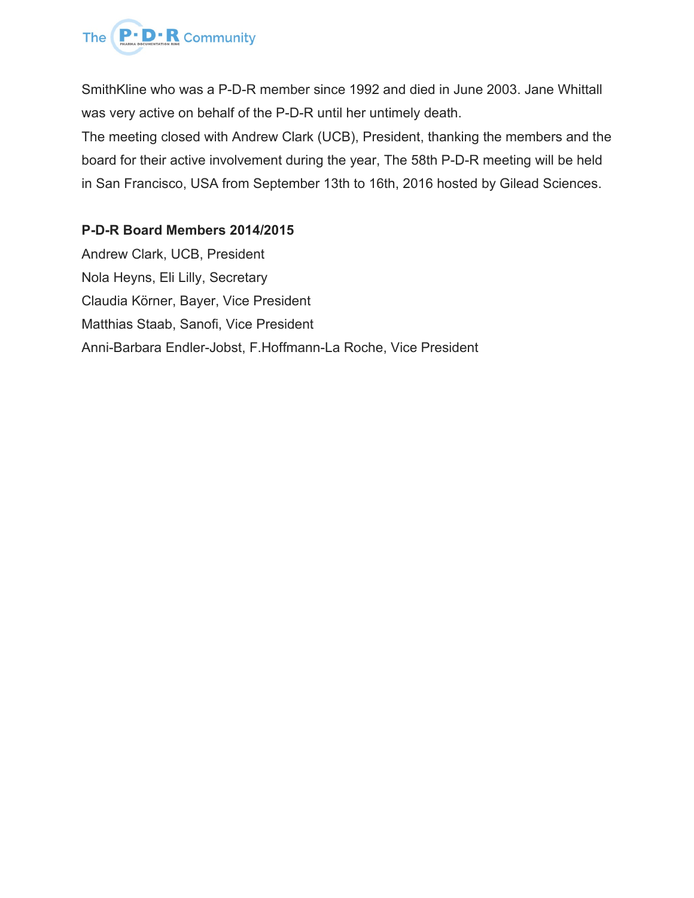SmithKline who was a P-D-R member since 1992 and died in June 2003. Jane Whittall was very active on behalf of the P-D-R until her untimely death.

The meeting closed with Andrew Clark (UCB), President, thanking the members and the board for their active involvement during the year, The 58th P-D-R meeting will be held in San Francisco, USA from September 13th to 16th, 2016 hosted by Gilead Sciences.

**P-D-R Board Members 2014/2015**

Andrew Clark, UCB, President
Nola Heyns, Eli Lilly, Secretary
Claudia Körner, Bayer, Vice President
Matthias Staab, Sanofi, Vice President
Anni-Barbara Endler-Jobst, F.Hoffmann-La Roche, Vice President